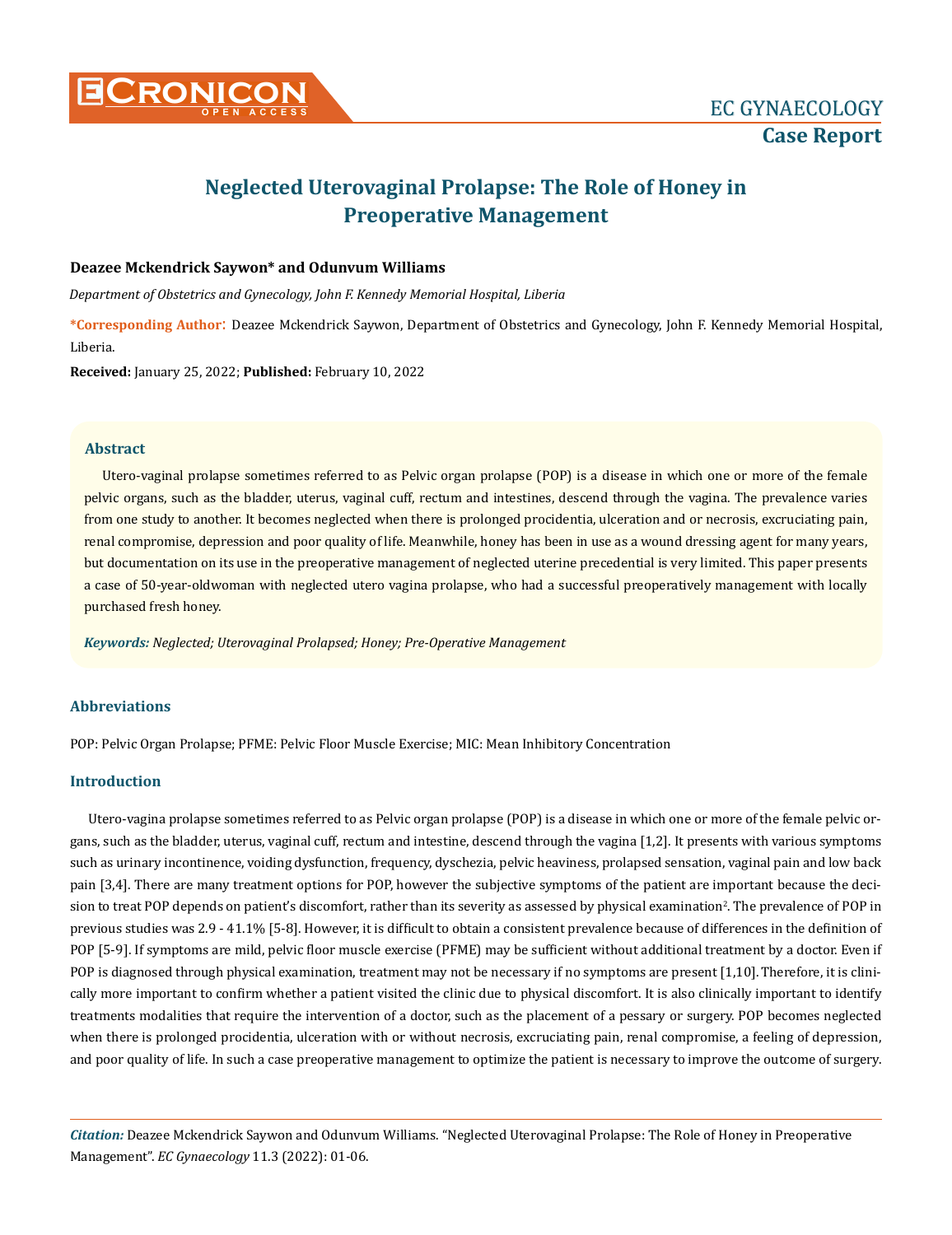# Neglected Uterovaginal Prolapse: The Role of Honey in Preoperative Management

**Deazee Mckendrick Saywon\* and Odunvum Williams**

*Department of Obstetrics and Gynecology, John F. Kennedy Memorial Hospital, Liberia*

**\*Corresponding Author**: Deazee Mckendrick Saywon, Department of Obstetrics and Gynecology, John F. Kennedy Memorial Hospital, Liberia.

**Received:** January 25, 2022; **Published:** February 10, 2022

## Abstract

Utero-vaginal prolapse sometimes referred to as Pelvic organ prolapse (POP) is a disease in which one or more of the female pelvic organs, such as the bladder, uterus, vaginal cuff, rectum and intestines, descend through the vagina. The prevalence varies from one study to another. It becomes neglected when there is prolonged procidentia, ulceration and or necrosis, excruciating pain, renal compromise, depression and poor quality of life. Meanwhile, honey has been in use as a wound dressing agent for many years, but documentation on its use in the preoperative management of neglected uterine precedential is very limited. This paper presents a case of 50-year-oldwoman with neglected utero vagina prolapse, who had a successful preoperatively management with locally purchased fresh honey.

***Keywords:*** *Neglected; Uterovaginal Prolapsed; Honey; Pre-Operative Management*

## Abbreviations

POP: Pelvic Organ Prolapse; PFME: Pelvic Floor Muscle Exercise; MIC: Mean Inhibitory Concentration

## Introduction

Utero-vagina prolapse sometimes referred to as Pelvic organ prolapse (POP) is a disease in which one or more of the female pelvic organs, such as the bladder, uterus, vaginal cuff, rectum and intestine, descend through the vagina [1,2]. It presents with various symptoms such as urinary incontinence, voiding dysfunction, frequency, dyschezia, pelvic heaviness, prolapsed sensation, vaginal pain and low back pain [3,4]. There are many treatment options for POP, however the subjective symptoms of the patient are important because the decision to treat POP depends on patient's discomfort, rather than its severity as assessed by physical examination[2]. The prevalence of POP in previous studies was 2.9 - 41.1% [5-8]. However, it is difficult to obtain a consistent prevalence because of differences in the definition of POP [5-9]. If symptoms are mild, pelvic floor muscle exercise (PFME) may be sufficient without additional treatment by a doctor. Even if POP is diagnosed through physical examination, treatment may not be necessary if no symptoms are present [1,10]. Therefore, it is clinically more important to confirm whether a patient visited the clinic due to physical discomfort. It is also clinically important to identify treatments modalities that require the intervention of a doctor, such as the placement of a pessary or surgery. POP becomes neglected when there is prolonged procidentia, ulceration with or without necrosis, excruciating pain, renal compromise, a feeling of depression, and poor quality of life. In such a case preoperative management to optimize the patient is necessary to improve the outcome of surgery.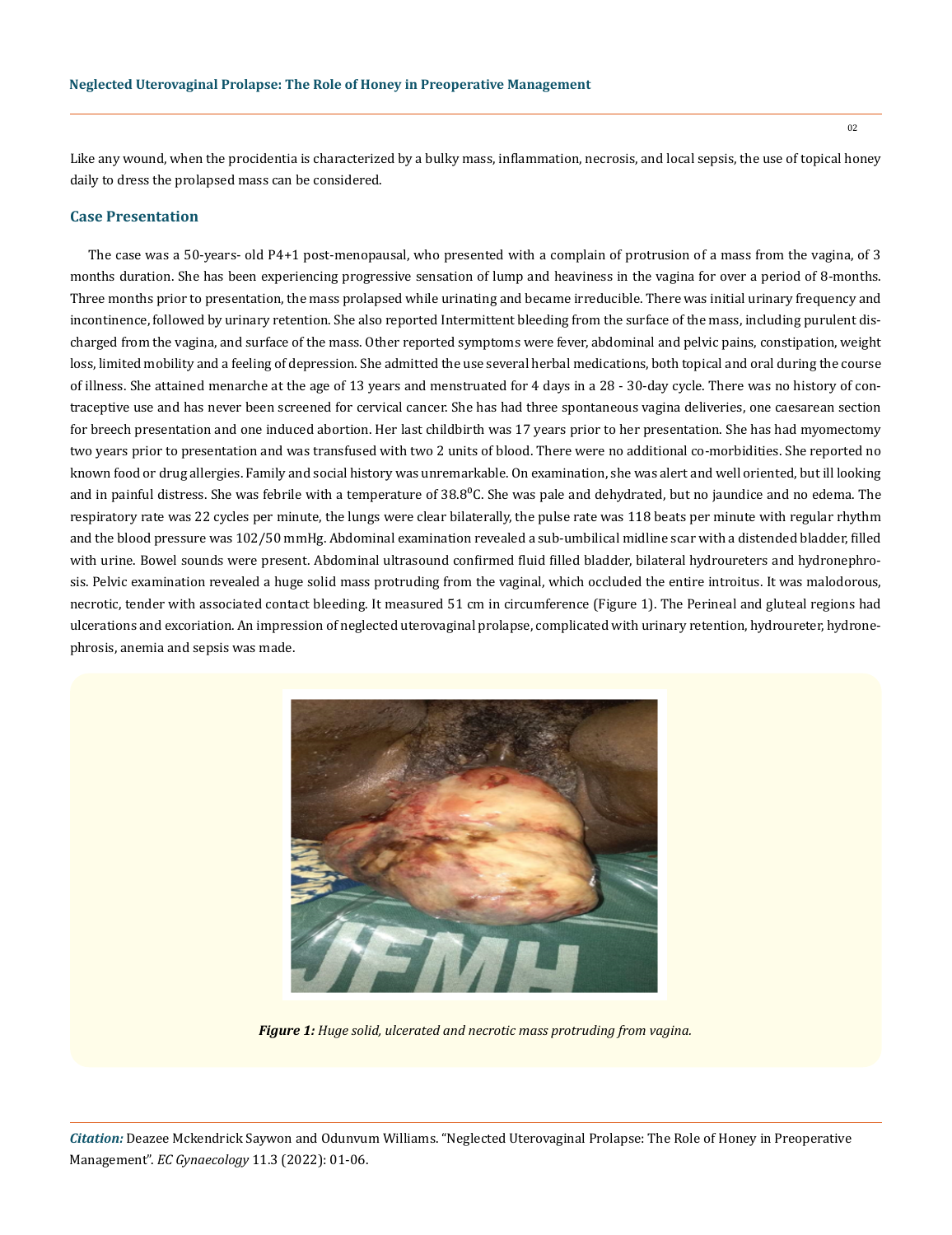Like any wound, when the procidentia is characterized by a bulky mass, inflammation, necrosis, and local sepsis, the use of topical honey daily to dress the prolapsed mass can be considered.

## Case Presentation

The case was a 50-years- old P4+1 post-menopausal, who presented with a complain of protrusion of a mass from the vagina, of 3 months duration. She has been experiencing progressive sensation of lump and heaviness in the vagina for over a period of 8-months. Three months prior to presentation, the mass prolapsed while urinating and became irreducible. There was initial urinary frequency and incontinence, followed by urinary retention. She also reported Intermittent bleeding from the surface of the mass, including purulent discharged from the vagina, and surface of the mass. Other reported symptoms were fever, abdominal and pelvic pains, constipation, weight loss, limited mobility and a feeling of depression. She admitted the use several herbal medications, both topical and oral during the course of illness. She attained menarche at the age of 13 years and menstruated for 4 days in a 28 - 30-day cycle. There was no history of contraceptive use and has never been screened for cervical cancer. She has had three spontaneous vagina deliveries, one caesarean section for breech presentation and one induced abortion. Her last childbirth was 17 years prior to her presentation. She has had myomectomy two years prior to presentation and was transfused with two 2 units of blood. There were no additional co-morbidities. She reported no known food or drug allergies. Family and social history was unremarkable. On examination, she was alert and well oriented, but ill looking and in painful distress. She was febrile with a temperature of 38.8$^0$C. She was pale and dehydrated, but no jaundice and no edema. The respiratory rate was 22 cycles per minute, the lungs were clear bilaterally, the pulse rate was 118 beats per minute with regular rhythm and the blood pressure was 102/50 mmHg. Abdominal examination revealed a sub-umbilical midline scar with a distended bladder, filled with urine. Bowel sounds were present. Abdominal ultrasound confirmed fluid filled bladder, bilateral hydroureters and hydronephrosis. Pelvic examination revealed a huge solid mass protruding from the vaginal, which occluded the entire introitus. It was malodorous, necrotic, tender with associated contact bleeding. It measured 51 cm in circumference (Figure 1). The Perineal and gluteal regions had ulcerations and excoriation. An impression of neglected uterovaginal prolapse, complicated with urinary retention, hydroureter, hydronephrosis, anemia and sepsis was made.

***Figure 1:*** *Huge solid, ulcerated and necrotic mass protruding from vagina.*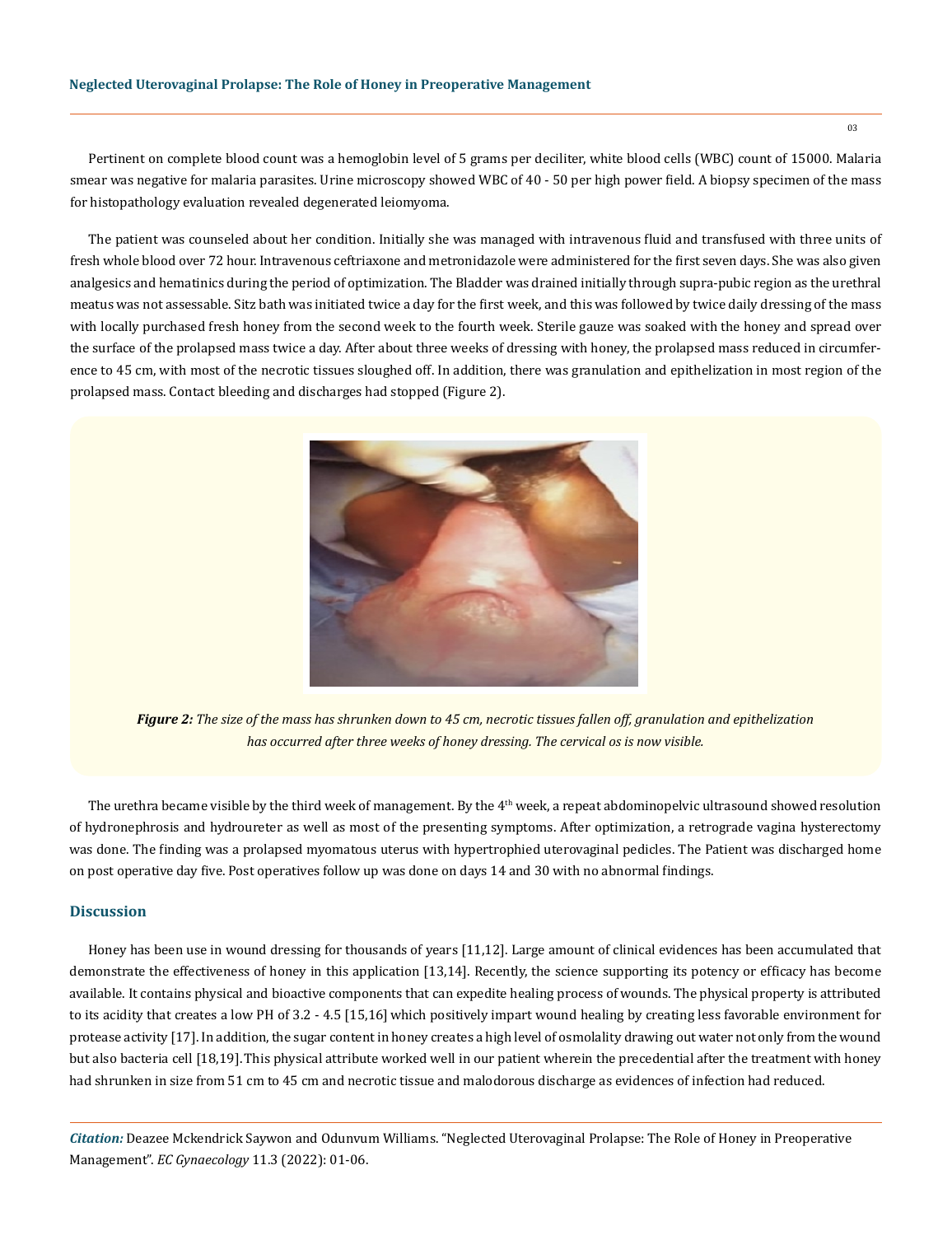Pertinent on complete blood count was a hemoglobin level of 5 grams per deciliter, white blood cells (WBC) count of 15000. Malaria smear was negative for malaria parasites. Urine microscopy showed WBC of 40 - 50 per high power field. A biopsy specimen of the mass for histopathology evaluation revealed degenerated leiomyoma.

The patient was counseled about her condition. Initially she was managed with intravenous fluid and transfused with three units of fresh whole blood over 72 hour. Intravenous ceftriaxone and metronidazole were administered for the first seven days. She was also given analgesics and hematinics during the period of optimization. The Bladder was drained initially through supra-pubic region as the urethral meatus was not assessable. Sitz bath was initiated twice a day for the first week, and this was followed by twice daily dressing of the mass with locally purchased fresh honey from the second week to the fourth week. Sterile gauze was soaked with the honey and spread over the surface of the prolapsed mass twice a day. After about three weeks of dressing with honey, the prolapsed mass reduced in circumference to 45 cm, with most of the necrotic tissues sloughed off. In addition, there was granulation and epithelization in most region of the prolapsed mass. Contact bleeding and discharges had stopped (Figure 2).

***Figure 2:*** *The size of the mass has shrunken down to 45 cm, necrotic tissues fallen off, granulation and epithelization has occurred after three weeks of honey dressing. The cervical os is now visible.*

The urethra became visible by the third week of management. By the 4th week, a repeat abdominopelvic ultrasound showed resolution of hydronephrosis and hydroureter as well as most of the presenting symptoms. After optimization, a retrograde vagina hysterectomy was done. The finding was a prolapsed myomatous uterus with hypertrophied uterovaginal pedicles. The Patient was discharged home on post operative day five. Post operatives follow up was done on days 14 and 30 with no abnormal findings.

## Discussion

Honey has been use in wound dressing for thousands of years [11,12]. Large amount of clinical evidences has been accumulated that demonstrate the effectiveness of honey in this application [13,14]. Recently, the science supporting its potency or efficacy has become available. It contains physical and bioactive components that can expedite healing process of wounds. The physical property is attributed to its acidity that creates a low PH of 3.2 - 4.5 [15,16] which positively impart wound healing by creating less favorable environment for protease activity [17]. In addition, the sugar content in honey creates a high level of osmolality drawing out water not only from the wound but also bacteria cell [18,19]. This physical attribute worked well in our patient wherein the precedential after the treatment with honey had shrunken in size from 51 cm to 45 cm and necrotic tissue and malodorous discharge as evidences of infection had reduced.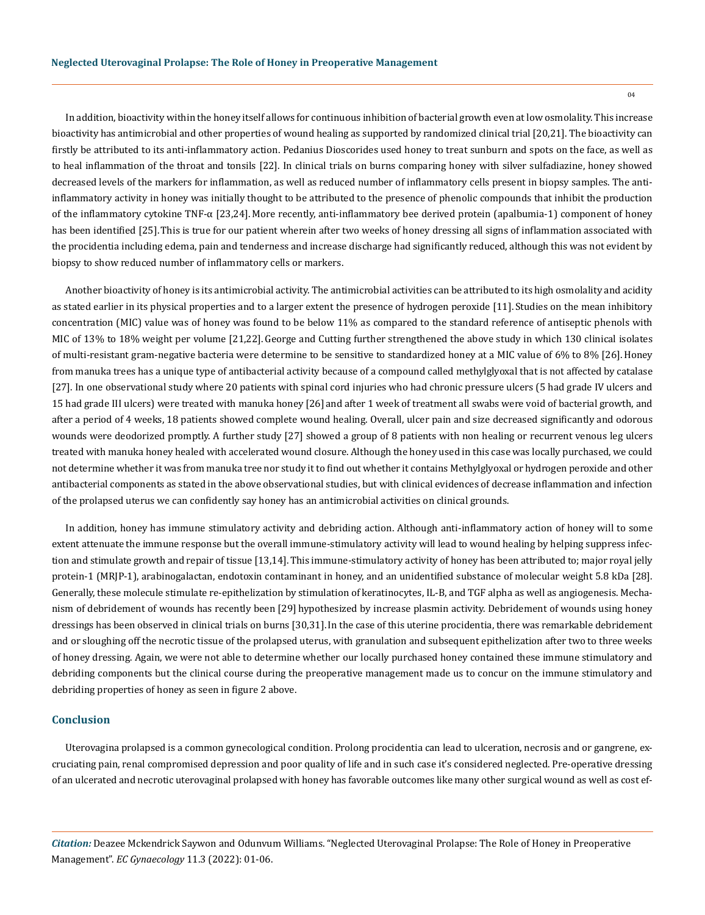In addition, bioactivity within the honey itself allows for continuous inhibition of bacterial growth even at low osmolality. This increase bioactivity has antimicrobial and other properties of wound healing as supported by randomized clinical trial [20,21]. The bioactivity can firstly be attributed to its anti-inflammatory action. Pedanius Dioscorides used honey to treat sunburn and spots on the face, as well as to heal inflammation of the throat and tonsils [22]. In clinical trials on burns comparing honey with silver sulfadiazine, honey showed decreased levels of the markers for inflammation, as well as reduced number of inflammatory cells present in biopsy samples. The anti-inflammatory activity in honey was initially thought to be attributed to the presence of phenolic compounds that inhibit the production of the inflammatory cytokine TNF-α [23,24]. More recently, anti-inflammatory bee derived protein (apalbumia-1) component of honey has been identified [25]. This is true for our patient wherein after two weeks of honey dressing all signs of inflammation associated with the procidentia including edema, pain and tenderness and increase discharge had significantly reduced, although this was not evident by biopsy to show reduced number of inflammatory cells or markers.

Another bioactivity of honey is its antimicrobial activity. The antimicrobial activities can be attributed to its high osmolality and acidity as stated earlier in its physical properties and to a larger extent the presence of hydrogen peroxide [11]. Studies on the mean inhibitory concentration (MIC) value was of honey was found to be below 11% as compared to the standard reference of antiseptic phenols with MIC of 13% to 18% weight per volume [21,22]. George and Cutting further strengthened the above study in which 130 clinical isolates of multi-resistant gram-negative bacteria were determine to be sensitive to standardized honey at a MIC value of 6% to 8% [26]. Honey from manuka trees has a unique type of antibacterial activity because of a compound called methylglyoxal that is not affected by catalase [27]. In one observational study where 20 patients with spinal cord injuries who had chronic pressure ulcers (5 had grade IV ulcers and 15 had grade III ulcers) were treated with manuka honey [26] and after 1 week of treatment all swabs were void of bacterial growth, and after a period of 4 weeks, 18 patients showed complete wound healing. Overall, ulcer pain and size decreased significantly and odorous wounds were deodorized promptly. A further study [27] showed a group of 8 patients with non healing or recurrent venous leg ulcers treated with manuka honey healed with accelerated wound closure. Although the honey used in this case was locally purchased, we could not determine whether it was from manuka tree nor study it to find out whether it contains Methylglyoxal or hydrogen peroxide and other antibacterial components as stated in the above observational studies, but with clinical evidences of decrease inflammation and infection of the prolapsed uterus we can confidently say honey has an antimicrobial activities on clinical grounds.

In addition, honey has immune stimulatory activity and debriding action. Although anti-inflammatory action of honey will to some extent attenuate the immune response but the overall immune-stimulatory activity will lead to wound healing by helping suppress infection and stimulate growth and repair of tissue [13,14]. This immune-stimulatory activity of honey has been attributed to; major royal jelly protein-1 (MRJP-1), arabinogalactan, endotoxin contaminant in honey, and an unidentified substance of molecular weight 5.8 kDa [28]. Generally, these molecule stimulate re-epithelization by stimulation of keratinocytes, IL-B, and TGF alpha as well as angiogenesis. Mechanism of debridement of wounds has recently been [29] hypothesized by increase plasmin activity. Debridement of wounds using honey dressings has been observed in clinical trials on burns [30,31]. In the case of this uterine procidentia, there was remarkable debridement and or sloughing off the necrotic tissue of the prolapsed uterus, with granulation and subsequent epithelization after two to three weeks of honey dressing. Again, we were not able to determine whether our locally purchased honey contained these immune stimulatory and debriding components but the clinical course during the preoperative management made us to concur on the immune stimulatory and debriding properties of honey as seen in figure 2 above.

## Conclusion

Uterovagina prolapsed is a common gynecological condition. Prolong procidentia can lead to ulceration, necrosis and or gangrene, excruciating pain, renal compromised depression and poor quality of life and in such case it's considered neglected. Pre-operative dressing of an ulcerated and necrotic uterovaginal prolapsed with honey has favorable outcomes like many other surgical wound as well as cost ef-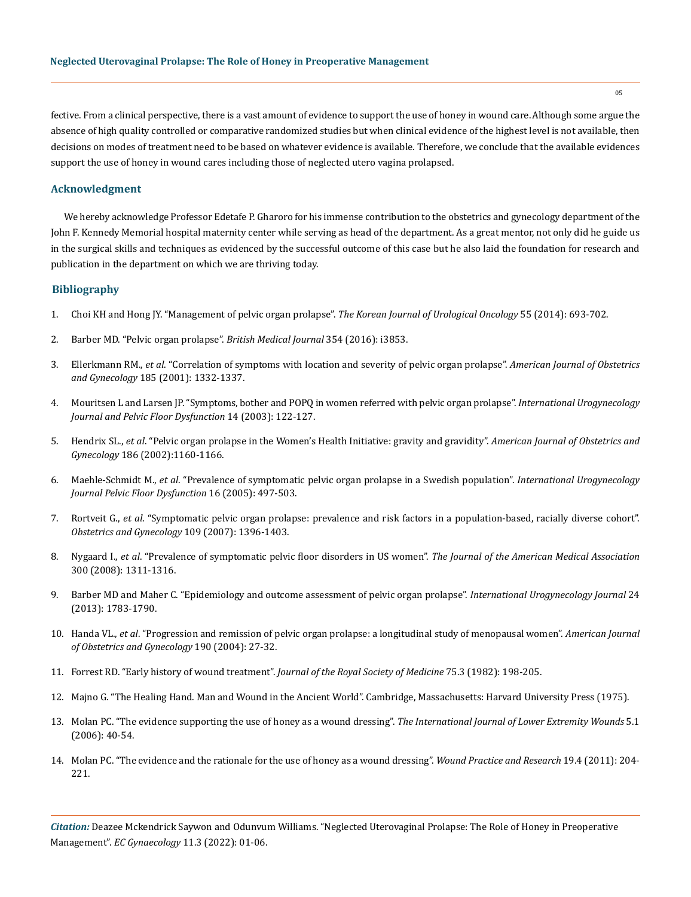fective. From a clinical perspective, there is a vast amount of evidence to support the use of honey in wound care. Although some argue the absence of high quality controlled or comparative randomized studies but when clinical evidence of the highest level is not available, then decisions on modes of treatment need to be based on whatever evidence is available. Therefore, we conclude that the available evidences support the use of honey in wound cares including those of neglected utero vagina prolapsed.

## Acknowledgment

We hereby acknowledge Professor Edetafe P. Gharoro for his immense contribution to the obstetrics and gynecology department of the John F. Kennedy Memorial hospital maternity center while serving as head of the department. As a great mentor, not only did he guide us in the surgical skills and techniques as evidenced by the successful outcome of this case but he also laid the foundation for research and publication in the department on which we are thriving today.

## Bibliography

1. Choi KH and Hong JY. "Management of pelvic organ prolapse". *The Korean Journal of Urological Oncology* 55 (2014): 693-702.
2. Barber MD. "Pelvic organ prolapse". *British Medical Journal* 354 (2016): i3853.
3. Ellerkmann RM., *et al*. "Correlation of symptoms with location and severity of pelvic organ prolapse". *American Journal of Obstetrics and Gynecology* 185 (2001): 1332-1337.
4. Mouritsen L and Larsen JP. "Symptoms, bother and POPQ in women referred with pelvic organ prolapse". *International Urogynecology Journal and Pelvic Floor Dysfunction* 14 (2003): 122-127.
5. Hendrix SL., *et al*. "Pelvic organ prolapse in the Women's Health Initiative: gravity and gravidity". *American Journal of Obstetrics and Gynecology* 186 (2002):1160-1166.
6. Maehle-Schmidt M., *et al*. "Prevalence of symptomatic pelvic organ prolapse in a Swedish population". *International Urogynecology Journal Pelvic Floor Dysfunction* 16 (2005): 497-503.
7. Rortveit G., *et al*. "Symptomatic pelvic organ prolapse: prevalence and risk factors in a population-based, racially diverse cohort". *Obstetrics and Gynecology* 109 (2007): 1396-1403.
8. Nygaard I., *et al*. "Prevalence of symptomatic pelvic floor disorders in US women". *The Journal of the American Medical Association* 300 (2008): 1311-1316.
9. Barber MD and Maher C. "Epidemiology and outcome assessment of pelvic organ prolapse". *International Urogynecology Journal* 24 (2013): 1783-1790.
10. Handa VL., *et al*. "Progression and remission of pelvic organ prolapse: a longitudinal study of menopausal women". *American Journal of Obstetrics and Gynecology* 190 (2004): 27-32.
11. Forrest RD. "Early history of wound treatment". *Journal of the Royal Society of Medicine* 75.3 (1982): 198-205.
12. Majno G. "The Healing Hand. Man and Wound in the Ancient World". Cambridge, Massachusetts: Harvard University Press (1975).
13. Molan PC. "The evidence supporting the use of honey as a wound dressing". *The International Journal of Lower Extremity Wounds* 5.1 (2006): 40-54.
14. Molan PC. "The evidence and the rationale for the use of honey as a wound dressing". *Wound Practice and Research* 19.4 (2011): 204-221.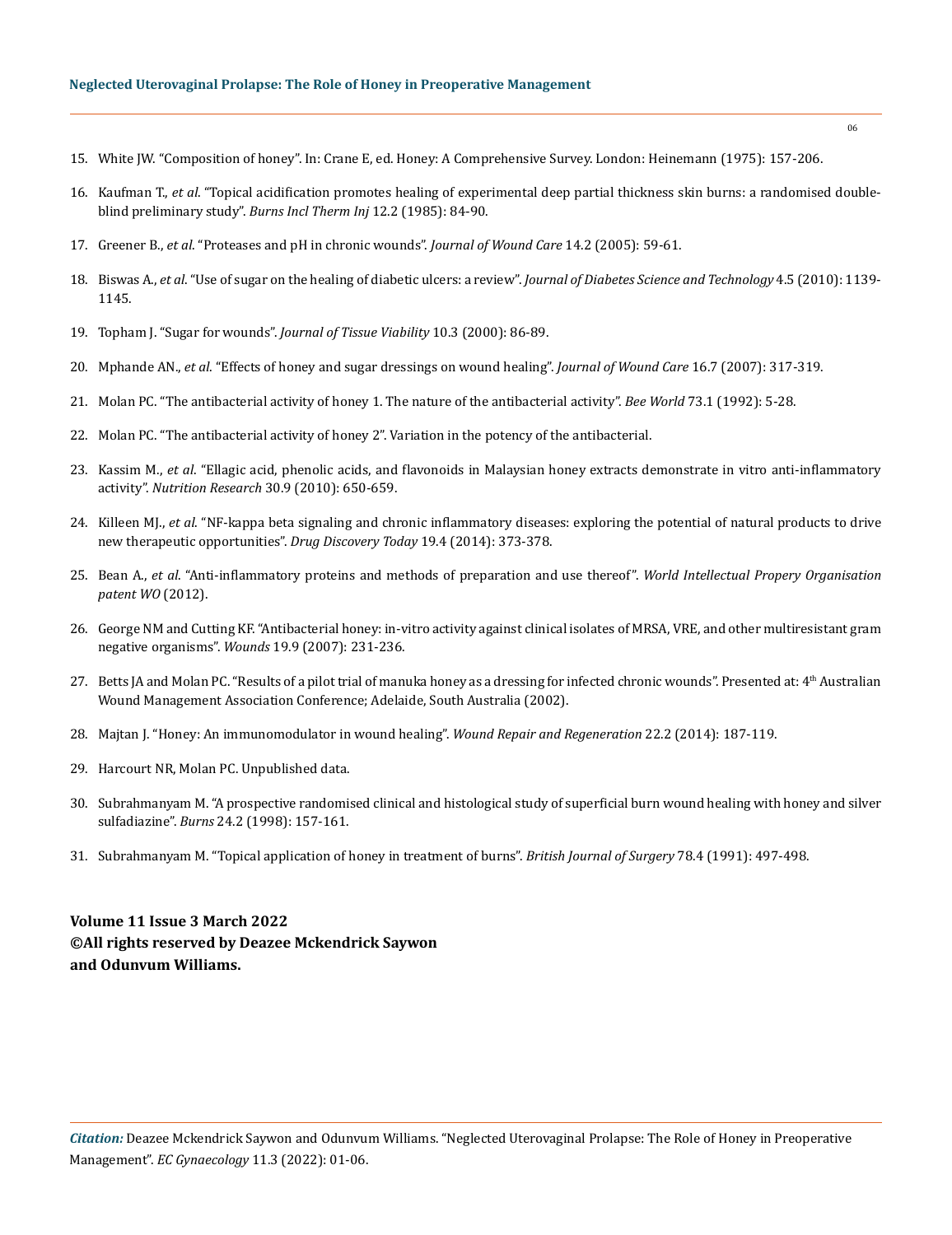15. White JW. "Composition of honey". In: Crane E, ed. Honey: A Comprehensive Survey. London: Heinemann (1975): 157-206.
16. Kaufman T., *et al*. "Topical acidification promotes healing of experimental deep partial thickness skin burns: a randomised double-blind preliminary study". *Burns Incl Therm Inj* 12.2 (1985): 84-90.
17. Greener B., *et al*. "Proteases and pH in chronic wounds". *Journal of Wound Care* 14.2 (2005): 59-61.
18. Biswas A., *et al*. "Use of sugar on the healing of diabetic ulcers: a review". *Journal of Diabetes Science and Technology* 4.5 (2010): 1139-1145.
19. Topham J. "Sugar for wounds". *Journal of Tissue Viability* 10.3 (2000): 86-89.
20. Mphande AN., *et al*. "Effects of honey and sugar dressings on wound healing". *Journal of Wound Care* 16.7 (2007): 317-319.
21. Molan PC. "The antibacterial activity of honey 1. The nature of the antibacterial activity". *Bee World* 73.1 (1992): 5-28.
22. Molan PC. "The antibacterial activity of honey 2". Variation in the potency of the antibacterial.
23. Kassim M., *et al*. "Ellagic acid, phenolic acids, and flavonoids in Malaysian honey extracts demonstrate in vitro anti-inflammatory activity". *Nutrition Research* 30.9 (2010): 650-659.
24. Killeen MJ., *et al*. "NF-kappa beta signaling and chronic inflammatory diseases: exploring the potential of natural products to drive new therapeutic opportunities". *Drug Discovery Today* 19.4 (2014): 373-378.
25. Bean A., *et al*. "Anti-inflammatory proteins and methods of preparation and use thereof". *World Intellectual Propery Organisation patent WO* (2012).
26. George NM and Cutting KF. "Antibacterial honey: in-vitro activity against clinical isolates of MRSA, VRE, and other multiresistant gram negative organisms". *Wounds* 19.9 (2007): 231-236.
27. Betts JA and Molan PC. "Results of a pilot trial of manuka honey as a dressing for infected chronic wounds". Presented at: 4th Australian Wound Management Association Conference; Adelaide, South Australia (2002).
28. Majtan J. "Honey: An immunomodulator in wound healing". *Wound Repair and Regeneration* 22.2 (2014): 187-119.
29. Harcourt NR, Molan PC. Unpublished data.
30. Subrahmanyam M. "A prospective randomised clinical and histological study of superficial burn wound healing with honey and silver sulfadiazine". *Burns* 24.2 (1998): 157-161.
31. Subrahmanyam M. "Topical application of honey in treatment of burns". *British Journal of Surgery* 78.4 (1991): 497-498.

**Volume 11 Issue 3 March 2022**
**©All rights reserved by Deazee Mckendrick Saywon and Odunvum Williams.**